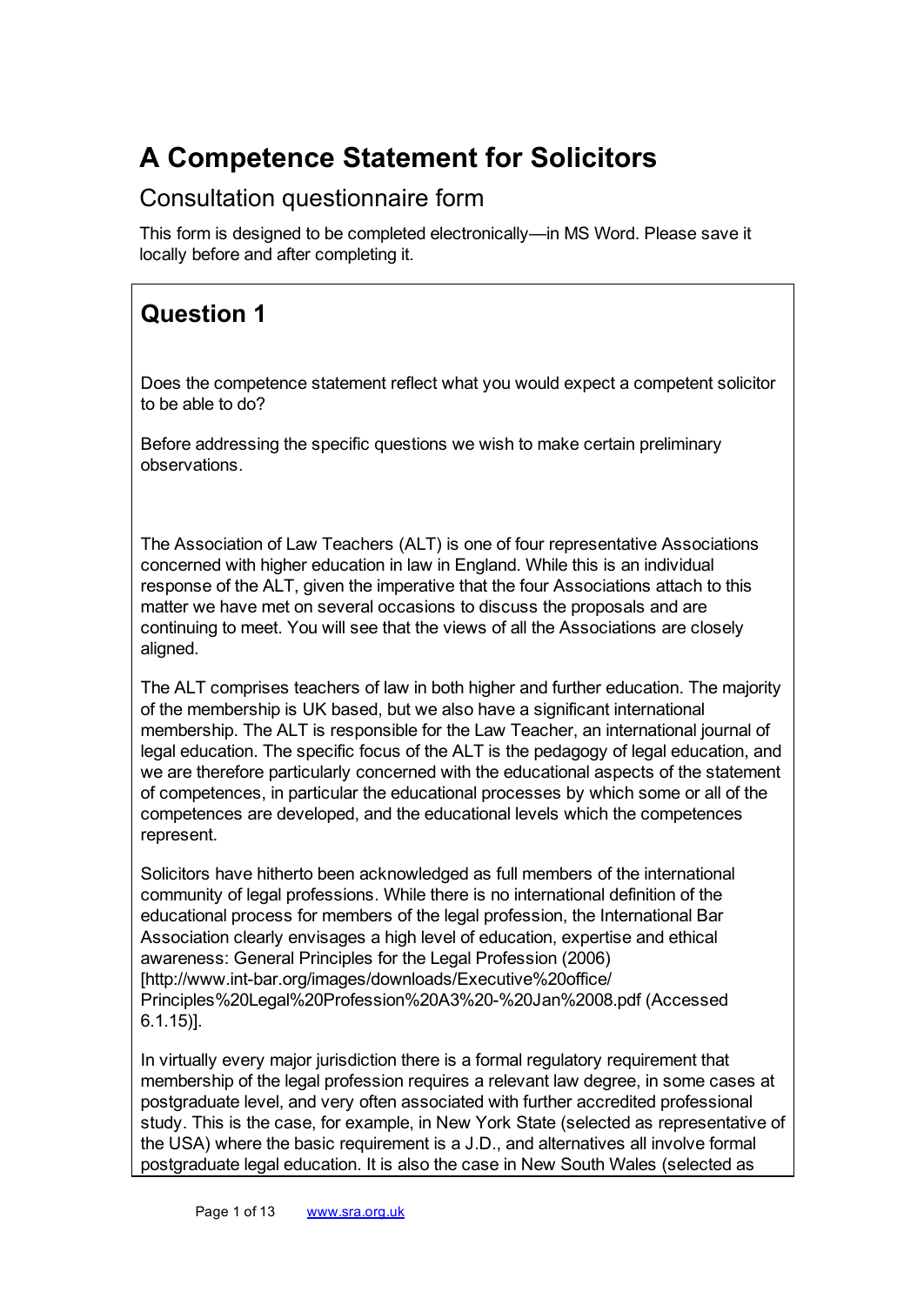# A Competence Statement for Solicitors

## Consultation questionnaire form

This form is designed to be completed electronically—in MS Word. Please save it locally before and after completing it.

## Question 1

Does the competence statement reflect what you would expect a competent solicitor to be able to do?

Before addressing the specific questions we wish to make certain preliminary observations.

The Association of Law Teachers (ALT) is one of four representative Associations concerned with higher education in law in England. While this is an individual response of the ALT, given the imperative that the four Associations attach to this matter we have met on several occasions to discuss the proposals and are continuing to meet. You will see that the views of all the Associations are closely aligned.

The ALT comprises teachers of law in both higher and further education. The majority of the membership is UK based, but we also have a significant international membership. The ALT is responsible for the Law Teacher, an international journal of legal education. The specific focus of the ALT is the pedagogy of legal education, and we are therefore particularly concerned with the educational aspects of the statement of competences, in particular the educational processes by which some or all of the competences are developed, and the educational levels which the competences represent.

Solicitors have hitherto been acknowledged as full members of the international community of legal professions. While there is no international definition of the educational process for members of the legal profession, the International Bar Association clearly envisages a high level of education, expertise and ethical awareness: General Principles for the Legal Profession (2006) [http://www.int-bar.org/images/downloads/Executive%20office/Principles%20Legal%20Profession%20A3%20-%20Jan%2008.pdf (Accessed 6.1.15)].

In virtually every major jurisdiction there is a formal regulatory requirement that membership of the legal profession requires a relevant law degree, in some cases at postgraduate level, and very often associated with further accredited professional study. This is the case, for example, in New York State (selected as representative of the USA) where the basic requirement is a J.D., and alternatives all involve formal postgraduate legal education. It is also the case in New South Wales (selected as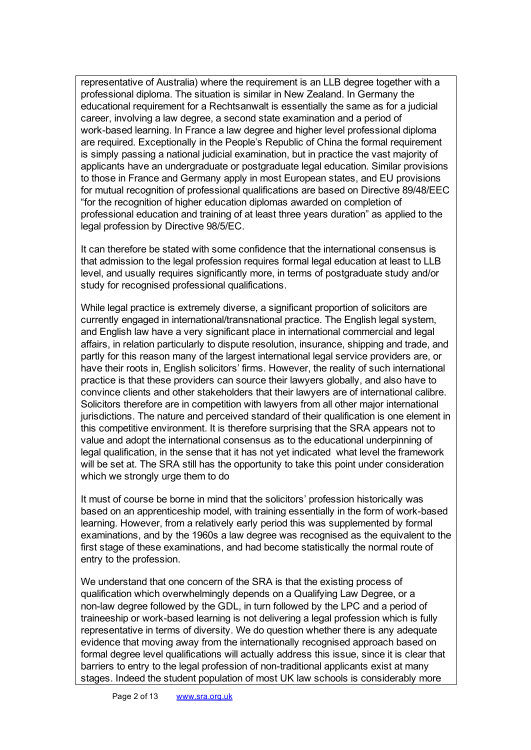representative of Australia) where the requirement is an LLB degree together with a professional diploma. The situation is similar in New Zealand. In Germany the educational requirement for a Rechtsanwalt is essentially the same as for a judicial career, involving a law degree, a second state examination and a period of work-based learning. In France a law degree and higher level professional diploma are required. Exceptionally in the People's Republic of China the formal requirement is simply passing a national judicial examination, but in practice the vast majority of applicants have an undergraduate or postgraduate legal education. Similar provisions to those in France and Germany apply in most European states, and EU provisions for mutual recognition of professional qualifications are based on Directive 89/48/EEC "for the recognition of higher education diplomas awarded on completion of professional education and training of at least three years duration" as applied to the legal profession by Directive 98/5/EC.

It can therefore be stated with some confidence that the international consensus is that admission to the legal profession requires formal legal education at least to LLB level, and usually requires significantly more, in terms of postgraduate study and/or study for recognised professional qualifications.

While legal practice is extremely diverse, a significant proportion of solicitors are currently engaged in international/transnational practice. The English legal system, and English law have a very significant place in international commercial and legal affairs, in relation particularly to dispute resolution, insurance, shipping and trade, and partly for this reason many of the largest international legal service providers are, or have their roots in, English solicitors' firms. However, the reality of such international practice is that these providers can source their lawyers globally, and also have to convince clients and other stakeholders that their lawyers are of international calibre. Solicitors therefore are in competition with lawyers from all other major international jurisdictions. The nature and perceived standard of their qualification is one element in this competitive environment. It is therefore surprising that the SRA appears not to value and adopt the international consensus as to the educational underpinning of legal qualification, in the sense that it has not yet indicated what level the framework will be set at. The SRA still has the opportunity to take this point under consideration which we strongly urge them to do

It must of course be borne in mind that the solicitors' profession historically was based on an apprenticeship model, with training essentially in the form of work-based learning. However, from a relatively early period this was supplemented by formal examinations, and by the 1960s a law degree was recognised as the equivalent to the first stage of these examinations, and had become statistically the normal route of entry to the profession.

We understand that one concern of the SRA is that the existing process of qualification which overwhelmingly depends on a Qualifying Law Degree, or a non-law degree followed by the GDL, in turn followed by the LPC and a period of traineeship or work-based learning is not delivering a legal profession which is fully representative in terms of diversity. We do question whether there is any adequate evidence that moving away from the internationally recognised approach based on formal degree level qualifications will actually address this issue, since it is clear that barriers to entry to the legal profession of non-traditional applicants exist at many stages. Indeed the student population of most UK law schools is considerably more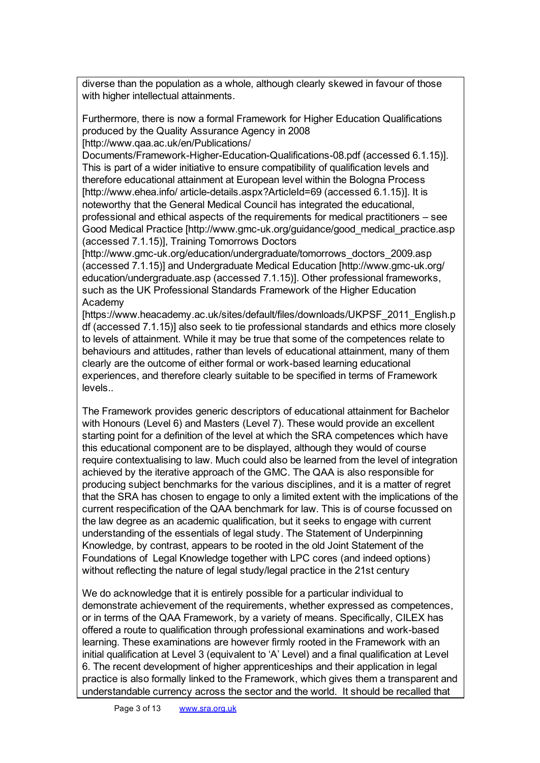diverse than the population as a whole, although clearly skewed in favour of those with higher intellectual attainments.

Furthermore, there is now a formal Framework for Higher Education Qualifications produced by the Quality Assurance Agency in 2008 [http://www.qaa.ac.uk/en/Publications/ Documents/Framework-Higher-Education-Qualifications-08.pdf (accessed 6.1.15)]. This is part of a wider initiative to ensure compatibility of qualification levels and therefore educational attainment at European level within the Bologna Process [http://www.ehea.info/ article-details.aspx?ArticleId=69 (accessed 6.1.15)]. It is noteworthy that the General Medical Council has integrated the educational, professional and ethical aspects of the requirements for medical practitioners – see Good Medical Practice [http://www.gmc-uk.org/guidance/good_medical_practice.asp (accessed 7.1.15)], Training Tomorrows Doctors [http://www.gmc-uk.org/education/undergraduate/tomorrows_doctors_2009.asp (accessed 7.1.15)] and Undergraduate Medical Education [http://www.gmc-uk.org/ education/undergraduate.asp (accessed 7.1.15)]. Other professional frameworks, such as the UK Professional Standards Framework of the Higher Education Academy [https://www.heacademy.ac.uk/sites/default/files/downloads/UKPSF_2011_English.pdf (accessed 7.1.15)] also seek to tie professional standards and ethics more closely to levels of attainment. While it may be true that some of the competences relate to behaviours and attitudes, rather than levels of educational attainment, many of them clearly are the outcome of either formal or work-based learning educational experiences, and therefore clearly suitable to be specified in terms of Framework levels..

The Framework provides generic descriptors of educational attainment for Bachelor with Honours (Level 6) and Masters (Level 7). These would provide an excellent starting point for a definition of the level at which the SRA competences which have this educational component are to be displayed, although they would of course require contextualising to law. Much could also be learned from the level of integration achieved by the iterative approach of the GMC. The QAA is also responsible for producing subject benchmarks for the various disciplines, and it is a matter of regret that the SRA has chosen to engage to only a limited extent with the implications of the current respecification of the QAA benchmark for law. This is of course focussed on the law degree as an academic qualification, but it seeks to engage with current understanding of the essentials of legal study. The Statement of Underpinning Knowledge, by contrast, appears to be rooted in the old Joint Statement of the Foundations of Legal Knowledge together with LPC cores (and indeed options) without reflecting the nature of legal study/legal practice in the 21st century

We do acknowledge that it is entirely possible for a particular individual to demonstrate achievement of the requirements, whether expressed as competences, or in terms of the QAA Framework, by a variety of means. Specifically, CILEX has offered a route to qualification through professional examinations and work-based learning. These examinations are however firmly rooted in the Framework with an initial qualification at Level 3 (equivalent to 'A' Level) and a final qualification at Level 6. The recent development of higher apprenticeships and their application in legal practice is also formally linked to the Framework, which gives them a transparent and understandable currency across the sector and the world. It should be recalled that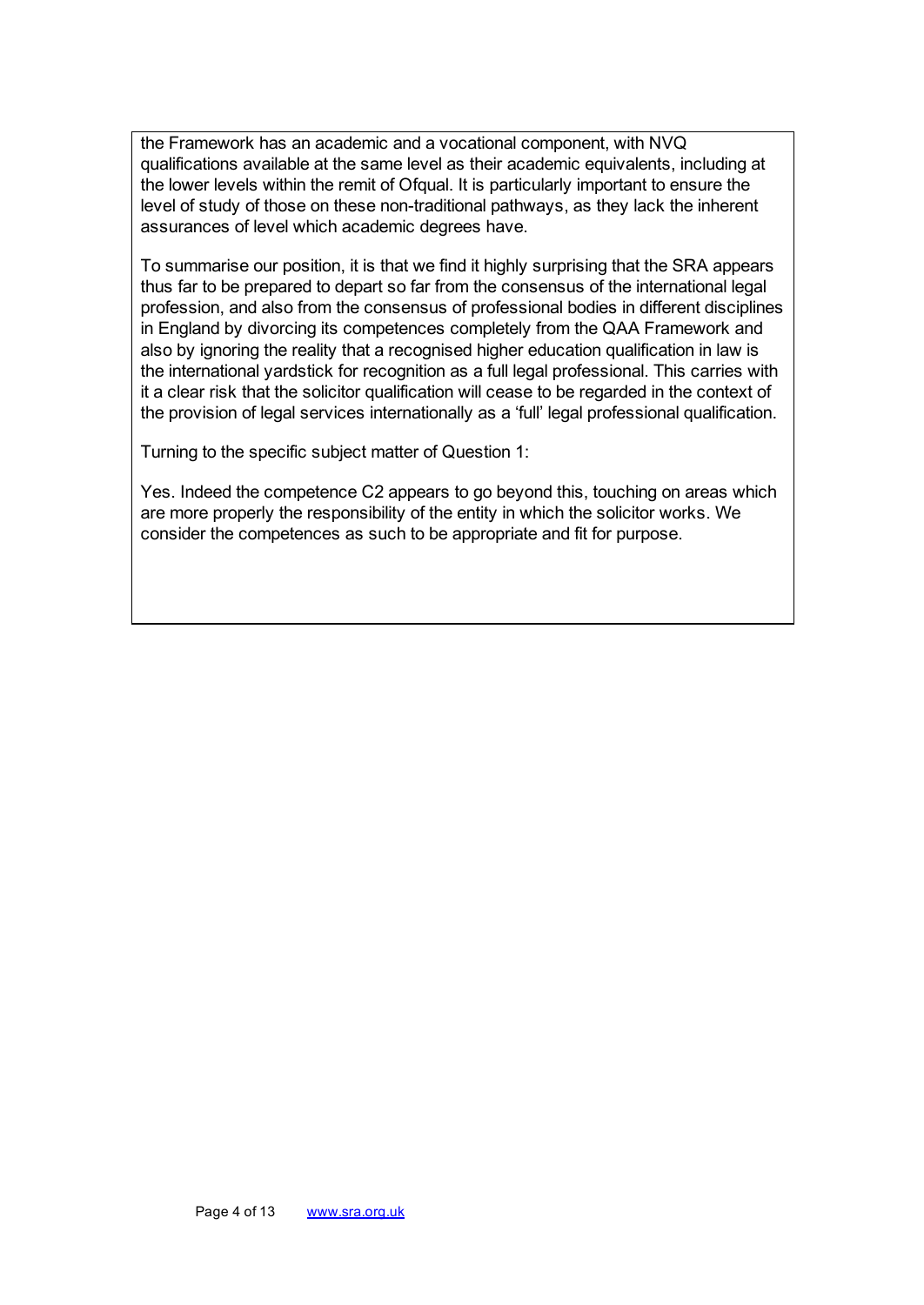the Framework has an academic and a vocational component, with NVQ qualifications available at the same level as their academic equivalents, including at the lower levels within the remit of Ofqual. It is particularly important to ensure the level of study of those on these non-traditional pathways, as they lack the inherent assurances of level which academic degrees have.

To summarise our position, it is that we find it highly surprising that the SRA appears thus far to be prepared to depart so far from the consensus of the international legal profession, and also from the consensus of professional bodies in different disciplines in England by divorcing its competences completely from the QAA Framework and also by ignoring the reality that a recognised higher education qualification in law is the international yardstick for recognition as a full legal professional. This carries with it a clear risk that the solicitor qualification will cease to be regarded in the context of the provision of legal services internationally as a 'full' legal professional qualification.

Turning to the specific subject matter of Question 1:

Yes. Indeed the competence C2 appears to go beyond this, touching on areas which are more properly the responsibility of the entity in which the solicitor works. We consider the competences as such to be appropriate and fit for purpose.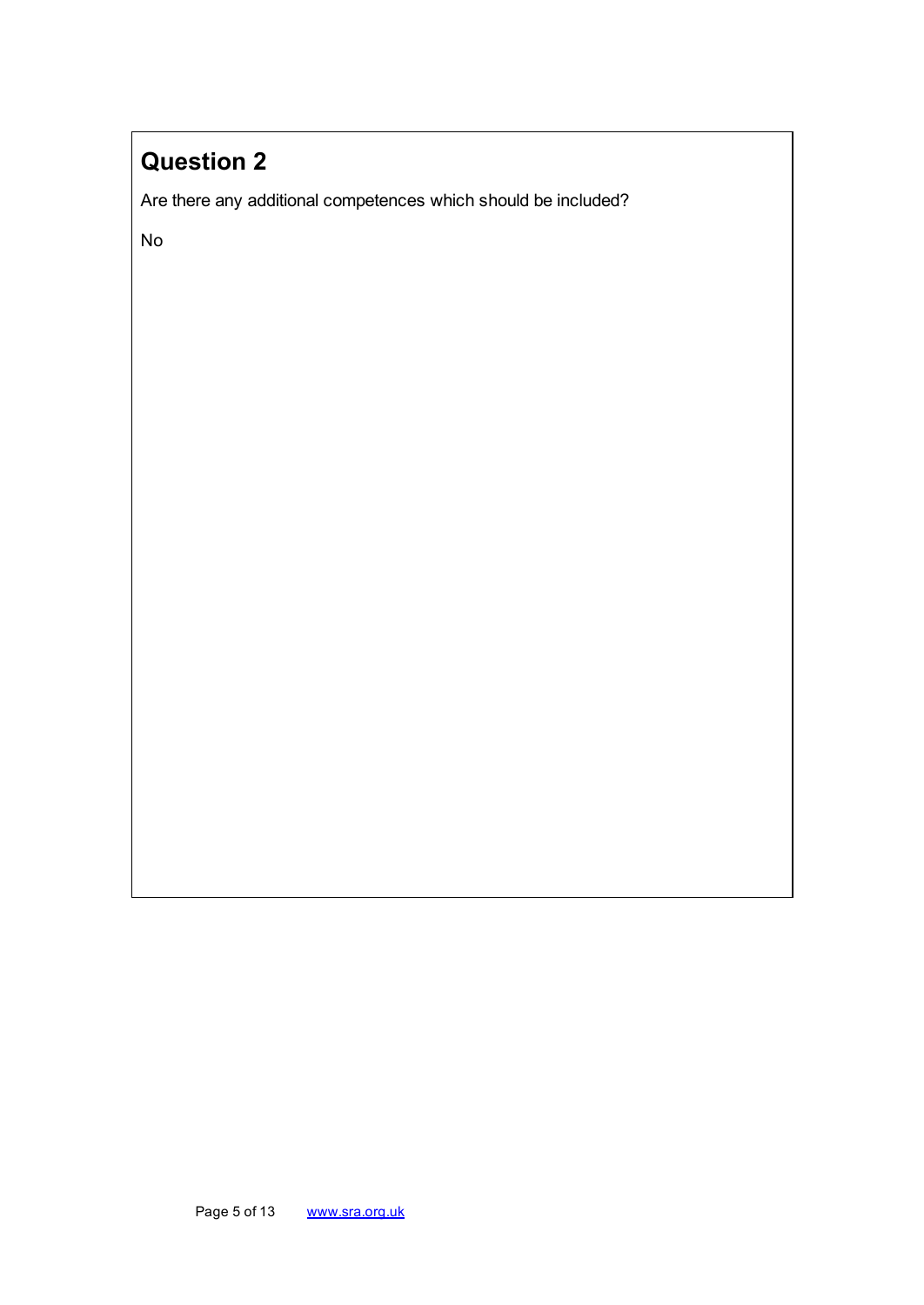## Question 2

Are there any additional competences which should be included?

No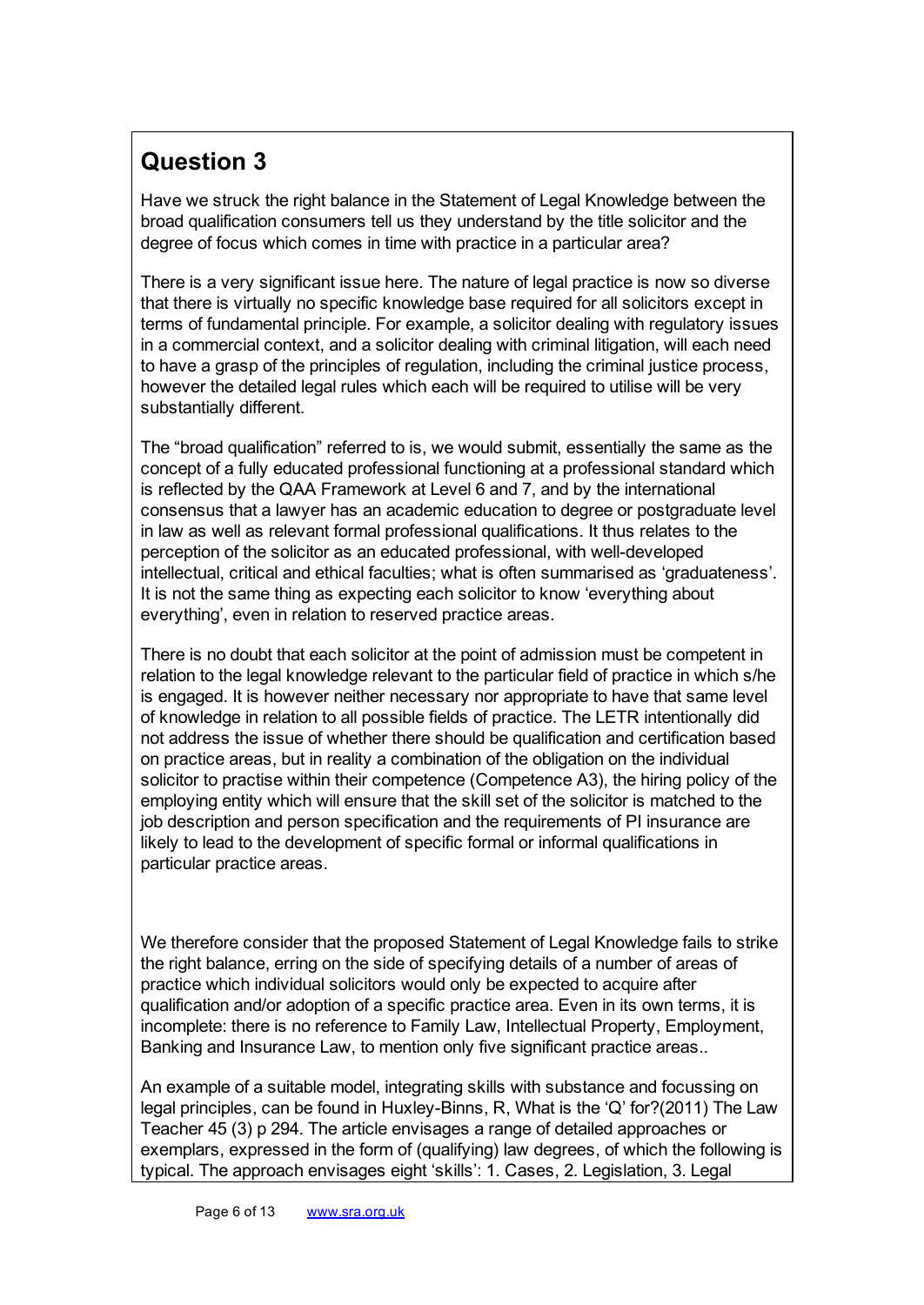## Question 3

Have we struck the right balance in the Statement of Legal Knowledge between the broad qualification consumers tell us they understand by the title solicitor and the degree of focus which comes in time with practice in a particular area?

There is a very significant issue here. The nature of legal practice is now so diverse that there is virtually no specific knowledge base required for all solicitors except in terms of fundamental principle. For example, a solicitor dealing with regulatory issues in a commercial context, and a solicitor dealing with criminal litigation, will each need to have a grasp of the principles of regulation, including the criminal justice process, however the detailed legal rules which each will be required to utilise will be very substantially different.

The "broad qualification" referred to is, we would submit, essentially the same as the concept of a fully educated professional functioning at a professional standard which is reflected by the QAA Framework at Level 6 and 7, and by the international consensus that a lawyer has an academic education to degree or postgraduate level in law as well as relevant formal professional qualifications. It thus relates to the perception of the solicitor as an educated professional, with well-developed intellectual, critical and ethical faculties; what is often summarised as 'graduateness'. It is not the same thing as expecting each solicitor to know 'everything about everything', even in relation to reserved practice areas.

There is no doubt that each solicitor at the point of admission must be competent in relation to the legal knowledge relevant to the particular field of practice in which s/he is engaged. It is however neither necessary nor appropriate to have that same level of knowledge in relation to all possible fields of practice. The LETR intentionally did not address the issue of whether there should be qualification and certification based on practice areas, but in reality a combination of the obligation on the individual solicitor to practise within their competence (Competence A3), the hiring policy of the employing entity which will ensure that the skill set of the solicitor is matched to the job description and person specification and the requirements of PI insurance are likely to lead to the development of specific formal or informal qualifications in particular practice areas.

We therefore consider that the proposed Statement of Legal Knowledge fails to strike the right balance, erring on the side of specifying details of a number of areas of practice which individual solicitors would only be expected to acquire after qualification and/or adoption of a specific practice area. Even in its own terms, it is incomplete: there is no reference to Family Law, Intellectual Property, Employment, Banking and Insurance Law, to mention only five significant practice areas..

An example of a suitable model, integrating skills with substance and focussing on legal principles, can be found in Huxley-Binns, R, What is the 'Q' for?(2011) The Law Teacher 45 (3) p 294. The article envisages a range of detailed approaches or exemplars, expressed in the form of (qualifying) law degrees, of which the following is typical. The approach envisages eight 'skills': 1. Cases, 2. Legislation, 3. Legal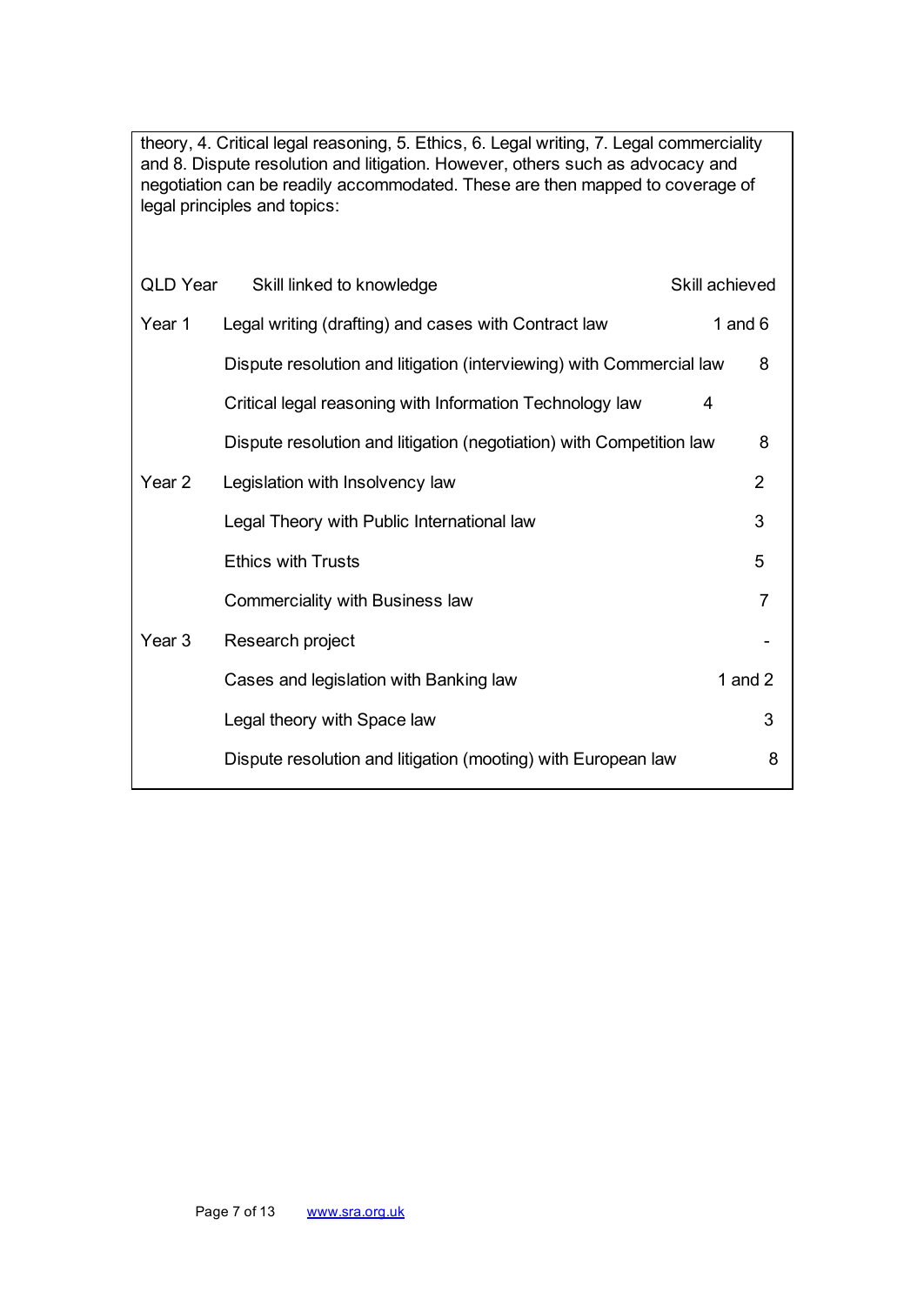theory, 4. Critical legal reasoning, 5. Ethics, 6. Legal writing, 7. Legal commerciality and 8. Dispute resolution and litigation. However, others such as advocacy and negotiation can be readily accommodated. These are then mapped to coverage of legal principles and topics:

| QLD Year | Skill linked to knowledge | Skill achieved |
| --- | --- | --- |
| Year 1 | Legal writing (drafting) and cases with Contract law | 1 and 6 |
| | Dispute resolution and litigation (interviewing) with Commercial law | 8 |
| | Critical legal reasoning with Information Technology law | 4 |
| | Dispute resolution and litigation (negotiation) with Competition law | 8 |
| Year 2 | Legislation with Insolvency law | 2 |
| | Legal Theory with Public International law | 3 |
| | Ethics with Trusts | 5 |
| | Commerciality with Business law | 7 |
| Year 3 | Research project | - |
| | Cases and legislation with Banking law | 1 and 2 |
| | Legal theory with Space law | 3 |
| | Dispute resolution and litigation (mooting) with European law | 8 |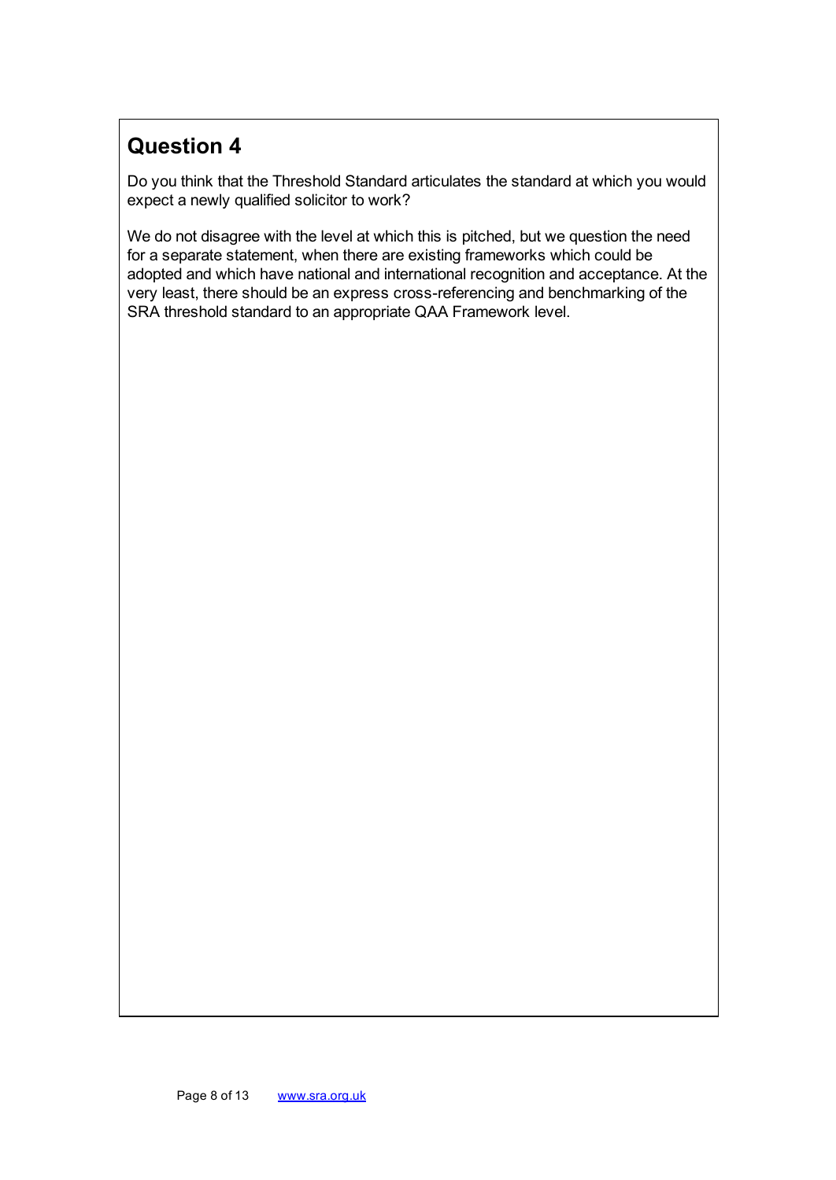## Question 4

Do you think that the Threshold Standard articulates the standard at which you would expect a newly qualified solicitor to work?

We do not disagree with the level at which this is pitched, but we question the need for a separate statement, when there are existing frameworks which could be adopted and which have national and international recognition and acceptance. At the very least, there should be an express cross-referencing and benchmarking of the SRA threshold standard to an appropriate QAA Framework level.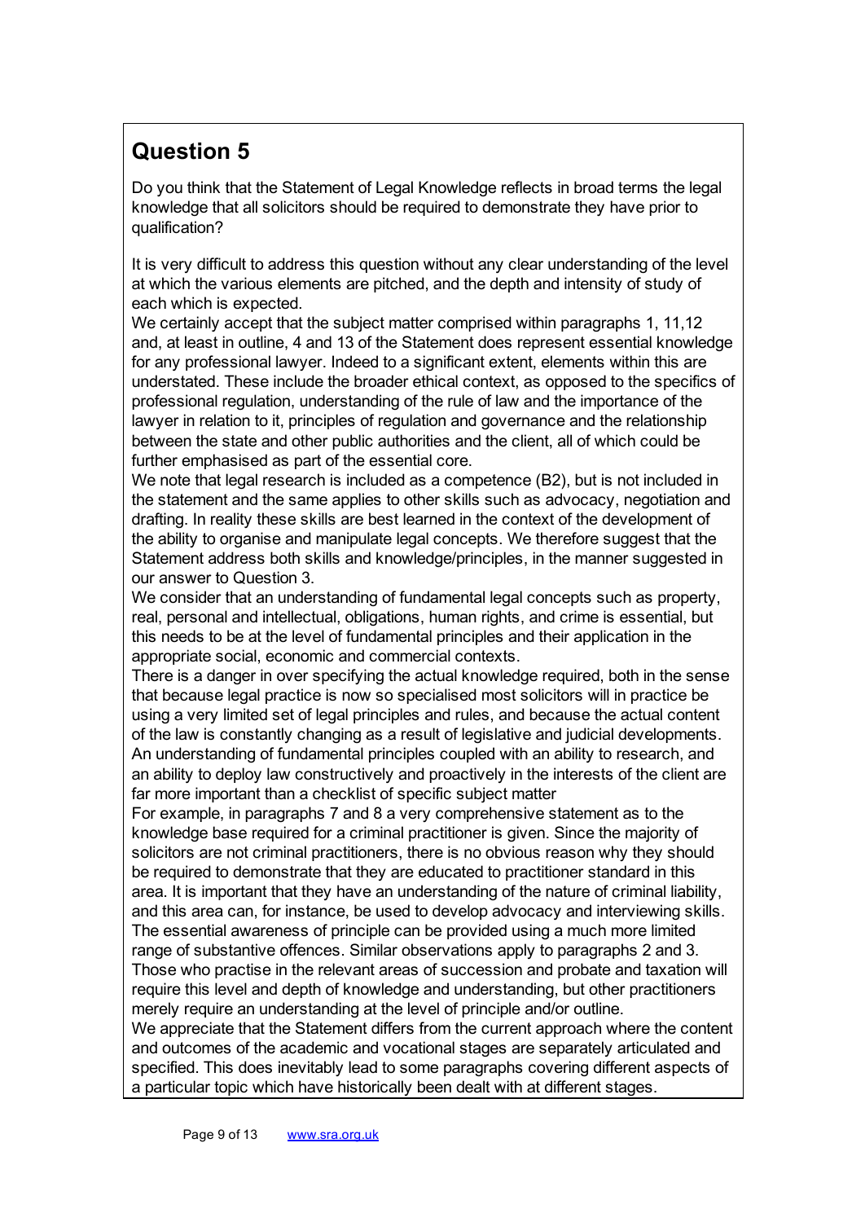## Question 5

Do you think that the Statement of Legal Knowledge reflects in broad terms the legal knowledge that all solicitors should be required to demonstrate they have prior to qualification?

It is very difficult to address this question without any clear understanding of the level at which the various elements are pitched, and the depth and intensity of study of each which is expected.

We certainly accept that the subject matter comprised within paragraphs 1, 11,12 and, at least in outline, 4 and 13 of the Statement does represent essential knowledge for any professional lawyer. Indeed to a significant extent, elements within this are understated. These include the broader ethical context, as opposed to the specifics of professional regulation, understanding of the rule of law and the importance of the lawyer in relation to it, principles of regulation and governance and the relationship between the state and other public authorities and the client, all of which could be further emphasised as part of the essential core.

We note that legal research is included as a competence (B2), but is not included in the statement and the same applies to other skills such as advocacy, negotiation and drafting. In reality these skills are best learned in the context of the development of the ability to organise and manipulate legal concepts. We therefore suggest that the Statement address both skills and knowledge/principles, in the manner suggested in our answer to Question 3.

We consider that an understanding of fundamental legal concepts such as property, real, personal and intellectual, obligations, human rights, and crime is essential, but this needs to be at the level of fundamental principles and their application in the appropriate social, economic and commercial contexts.

There is a danger in over specifying the actual knowledge required, both in the sense that because legal practice is now so specialised most solicitors will in practice be using a very limited set of legal principles and rules, and because the actual content of the law is constantly changing as a result of legislative and judicial developments. An understanding of fundamental principles coupled with an ability to research, and an ability to deploy law constructively and proactively in the interests of the client are far more important than a checklist of specific subject matter

For example, in paragraphs 7 and 8 a very comprehensive statement as to the knowledge base required for a criminal practitioner is given. Since the majority of solicitors are not criminal practitioners, there is no obvious reason why they should be required to demonstrate that they are educated to practitioner standard in this area. It is important that they have an understanding of the nature of criminal liability, and this area can, for instance, be used to develop advocacy and interviewing skills. The essential awareness of principle can be provided using a much more limited range of substantive offences. Similar observations apply to paragraphs 2 and 3. Those who practise in the relevant areas of succession and probate and taxation will require this level and depth of knowledge and understanding, but other practitioners merely require an understanding at the level of principle and/or outline.

We appreciate that the Statement differs from the current approach where the content and outcomes of the academic and vocational stages are separately articulated and specified. This does inevitably lead to some paragraphs covering different aspects of a particular topic which have historically been dealt with at different stages.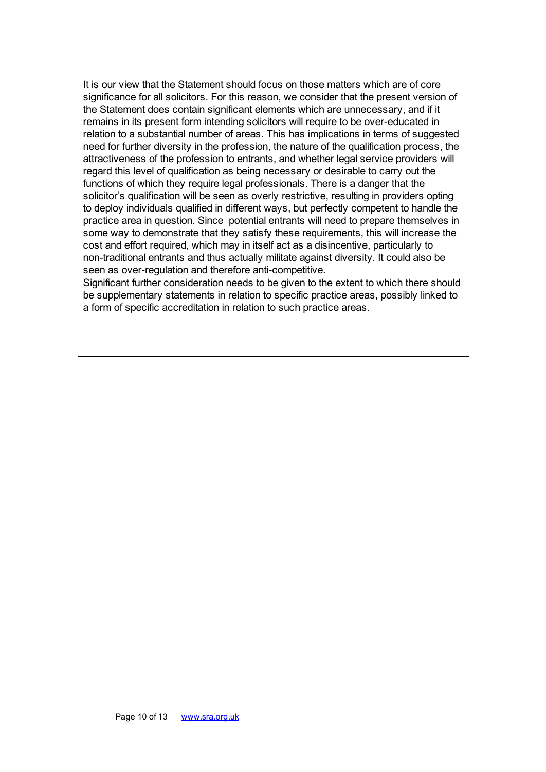It is our view that the Statement should focus on those matters which are of core significance for all solicitors. For this reason, we consider that the present version of the Statement does contain significant elements which are unnecessary, and if it remains in its present form intending solicitors will require to be over-educated in relation to a substantial number of areas. This has implications in terms of suggested need for further diversity in the profession, the nature of the qualification process, the attractiveness of the profession to entrants, and whether legal service providers will regard this level of qualification as being necessary or desirable to carry out the functions of which they require legal professionals. There is a danger that the solicitor's qualification will be seen as overly restrictive, resulting in providers opting to deploy individuals qualified in different ways, but perfectly competent to handle the practice area in question. Since potential entrants will need to prepare themselves in some way to demonstrate that they satisfy these requirements, this will increase the cost and effort required, which may in itself act as a disincentive, particularly to non-traditional entrants and thus actually militate against diversity. It could also be seen as over-regulation and therefore anti-competitive.

Significant further consideration needs to be given to the extent to which there should be supplementary statements in relation to specific practice areas, possibly linked to a form of specific accreditation in relation to such practice areas.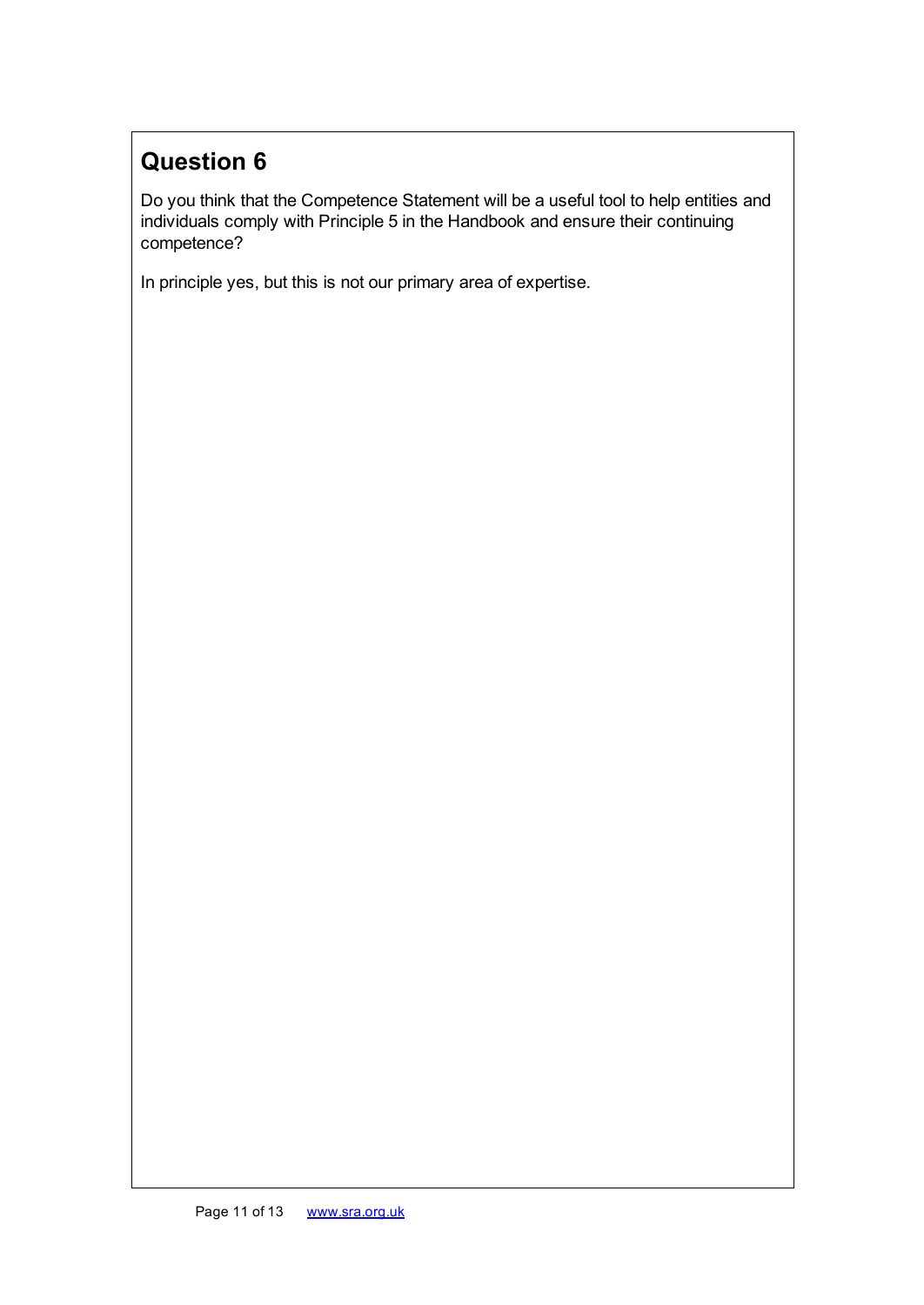## Question 6

Do you think that the Competence Statement will be a useful tool to help entities and individuals comply with Principle 5 in the Handbook and ensure their continuing competence?

In principle yes, but this is not our primary area of expertise.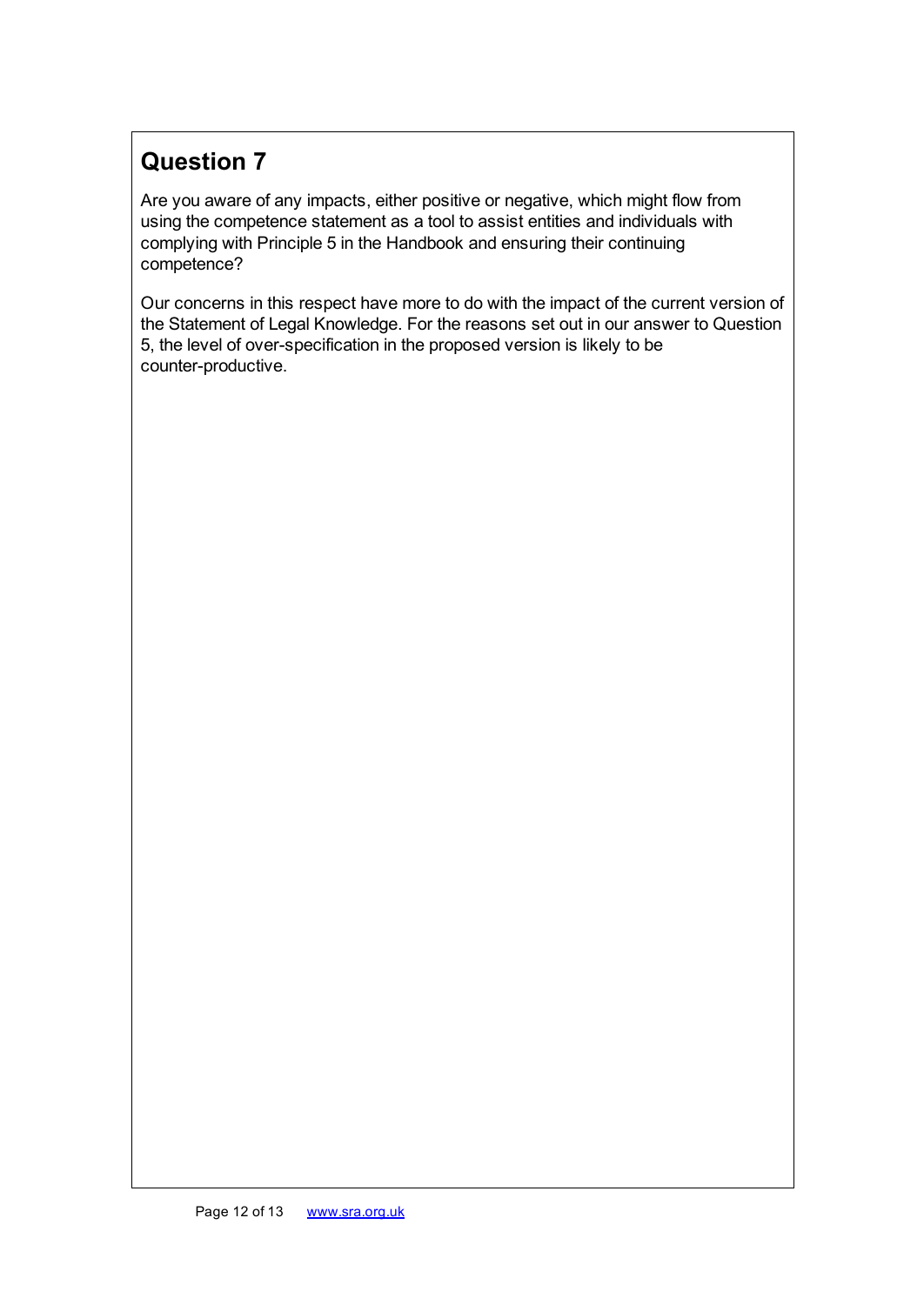## Question 7

Are you aware of any impacts, either positive or negative, which might flow from using the competence statement as a tool to assist entities and individuals with complying with Principle 5 in the Handbook and ensuring their continuing competence?

Our concerns in this respect have more to do with the impact of the current version of the Statement of Legal Knowledge. For the reasons set out in our answer to Question 5, the level of over-specification in the proposed version is likely to be counter-productive.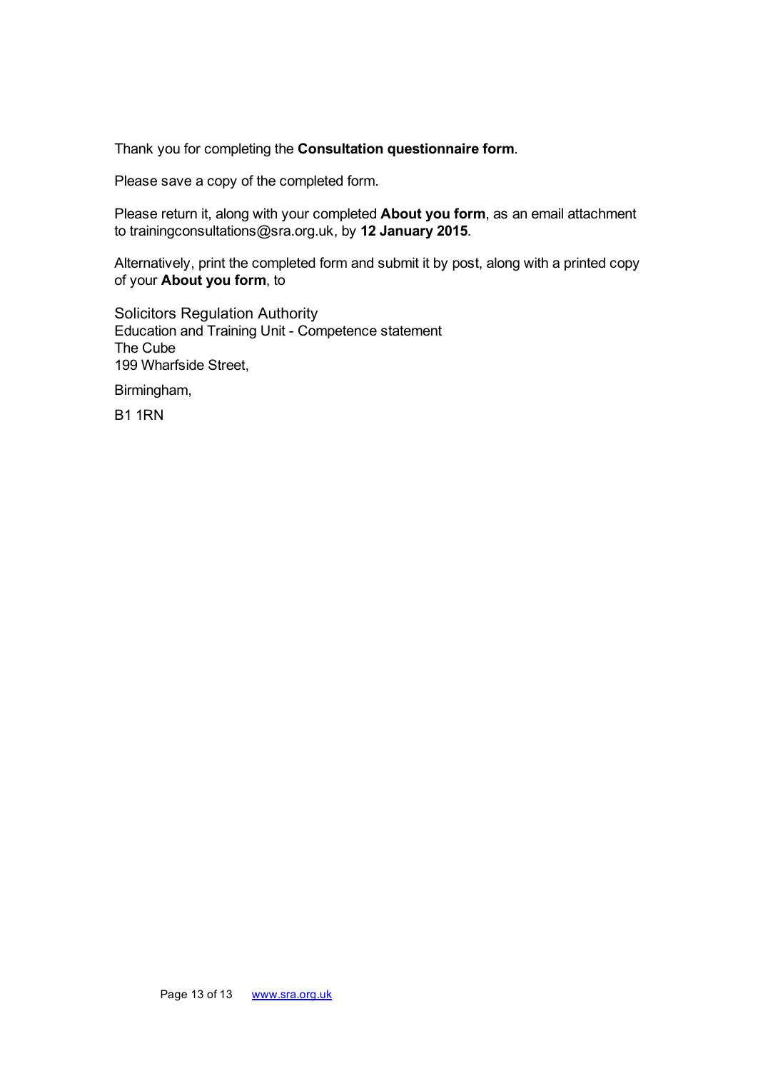Thank you for completing the **Consultation questionnaire form**.

Please save a copy of the completed form.

Please return it, along with your completed **About you form**, as an email attachment to trainingconsultations@sra.org.uk, by **12 January 2015**.

Alternatively, print the completed form and submit it by post, along with a printed copy of your **About you form**, to

Solicitors Regulation Authority
Education and Training Unit - Competence statement
The Cube
199 Wharfside Street,

Birmingham,

B1 1RN